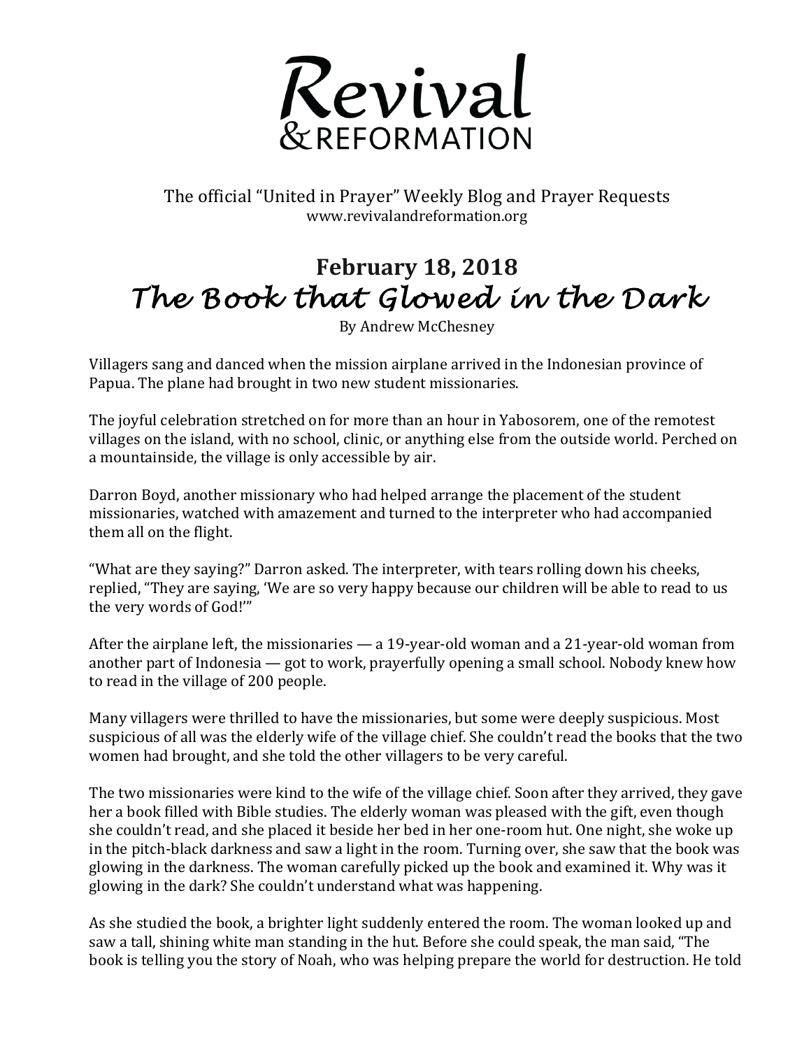# Revival & REFORMATION

The official "United in Prayer" Weekly Blog and Prayer Requests
www.revivalandreformation.org

## February 18, 2018

## *The Book that Glowed in the Dark*

By Andrew McChesney

Villagers sang and danced when the mission airplane arrived in the Indonesian province of Papua. The plane had brought in two new student missionaries.

The joyful celebration stretched on for more than an hour in Yabosorem, one of the remotest villages on the island, with no school, clinic, or anything else from the outside world. Perched on a mountainside, the village is only accessible by air.

Darron Boyd, another missionary who had helped arrange the placement of the student missionaries, watched with amazement and turned to the interpreter who had accompanied them all on the flight.

"What are they saying?" Darron asked. The interpreter, with tears rolling down his cheeks, replied, "They are saying, 'We are so very happy because our children will be able to read to us the very words of God!'"

After the airplane left, the missionaries — a 19-year-old woman and a 21-year-old woman from another part of Indonesia — got to work, prayerfully opening a small school. Nobody knew how to read in the village of 200 people.

Many villagers were thrilled to have the missionaries, but some were deeply suspicious. Most suspicious of all was the elderly wife of the village chief. She couldn't read the books that the two women had brought, and she told the other villagers to be very careful.

The two missionaries were kind to the wife of the village chief. Soon after they arrived, they gave her a book filled with Bible studies. The elderly woman was pleased with the gift, even though she couldn't read, and she placed it beside her bed in her one-room hut. One night, she woke up in the pitch-black darkness and saw a light in the room. Turning over, she saw that the book was glowing in the darkness. The woman carefully picked up the book and examined it. Why was it glowing in the dark? She couldn't understand what was happening.

As she studied the book, a brighter light suddenly entered the room. The woman looked up and saw a tall, shining white man standing in the hut. Before she could speak, the man said, "The book is telling you the story of Noah, who was helping prepare the world for destruction. He told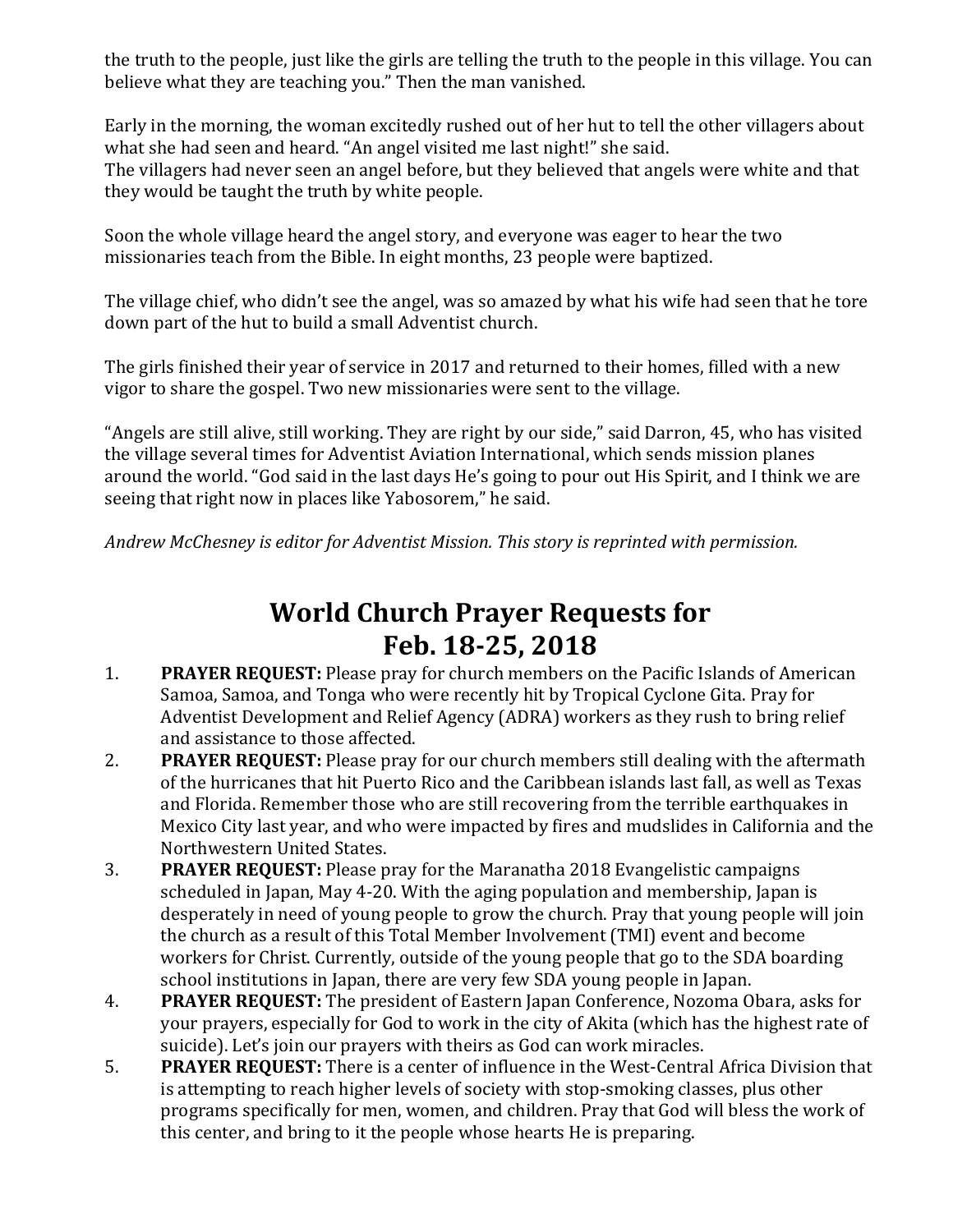the truth to the people, just like the girls are telling the truth to the people in this village. You can believe what they are teaching you." Then the man vanished.

Early in the morning, the woman excitedly rushed out of her hut to tell the other villagers about what she had seen and heard. "An angel visited me last night!" she said.
The villagers had never seen an angel before, but they believed that angels were white and that they would be taught the truth by white people.

Soon the whole village heard the angel story, and everyone was eager to hear the two missionaries teach from the Bible. In eight months, 23 people were baptized.

The village chief, who didn't see the angel, was so amazed by what his wife had seen that he tore down part of the hut to build a small Adventist church.

The girls finished their year of service in 2017 and returned to their homes, filled with a new vigor to share the gospel. Two new missionaries were sent to the village.

"Angels are still alive, still working. They are right by our side," said Darron, 45, who has visited the village several times for Adventist Aviation International, which sends mission planes around the world. "God said in the last days He's going to pour out His Spirit, and I think we are seeing that right now in places like Yabosorem," he said.

*Andrew McChesney is editor for Adventist Mission. This story is reprinted with permission.*

# World Church Prayer Requests for Feb. 18-25, 2018

1. **PRAYER REQUEST:** Please pray for church members on the Pacific Islands of American Samoa, Samoa, and Tonga who were recently hit by Tropical Cyclone Gita. Pray for Adventist Development and Relief Agency (ADRA) workers as they rush to bring relief and assistance to those affected.
2. **PRAYER REQUEST:** Please pray for our church members still dealing with the aftermath of the hurricanes that hit Puerto Rico and the Caribbean islands last fall, as well as Texas and Florida. Remember those who are still recovering from the terrible earthquakes in Mexico City last year, and who were impacted by fires and mudslides in California and the Northwestern United States.
3. **PRAYER REQUEST:** Please pray for the Maranatha 2018 Evangelistic campaigns scheduled in Japan, May 4-20. With the aging population and membership, Japan is desperately in need of young people to grow the church. Pray that young people will join the church as a result of this Total Member Involvement (TMI) event and become workers for Christ. Currently, outside of the young people that go to the SDA boarding school institutions in Japan, there are very few SDA young people in Japan.
4. **PRAYER REQUEST:** The president of Eastern Japan Conference, Nozoma Obara, asks for your prayers, especially for God to work in the city of Akita (which has the highest rate of suicide). Let's join our prayers with theirs as God can work miracles.
5. **PRAYER REQUEST:** There is a center of influence in the West-Central Africa Division that is attempting to reach higher levels of society with stop-smoking classes, plus other programs specifically for men, women, and children. Pray that God will bless the work of this center, and bring to it the people whose hearts He is preparing.